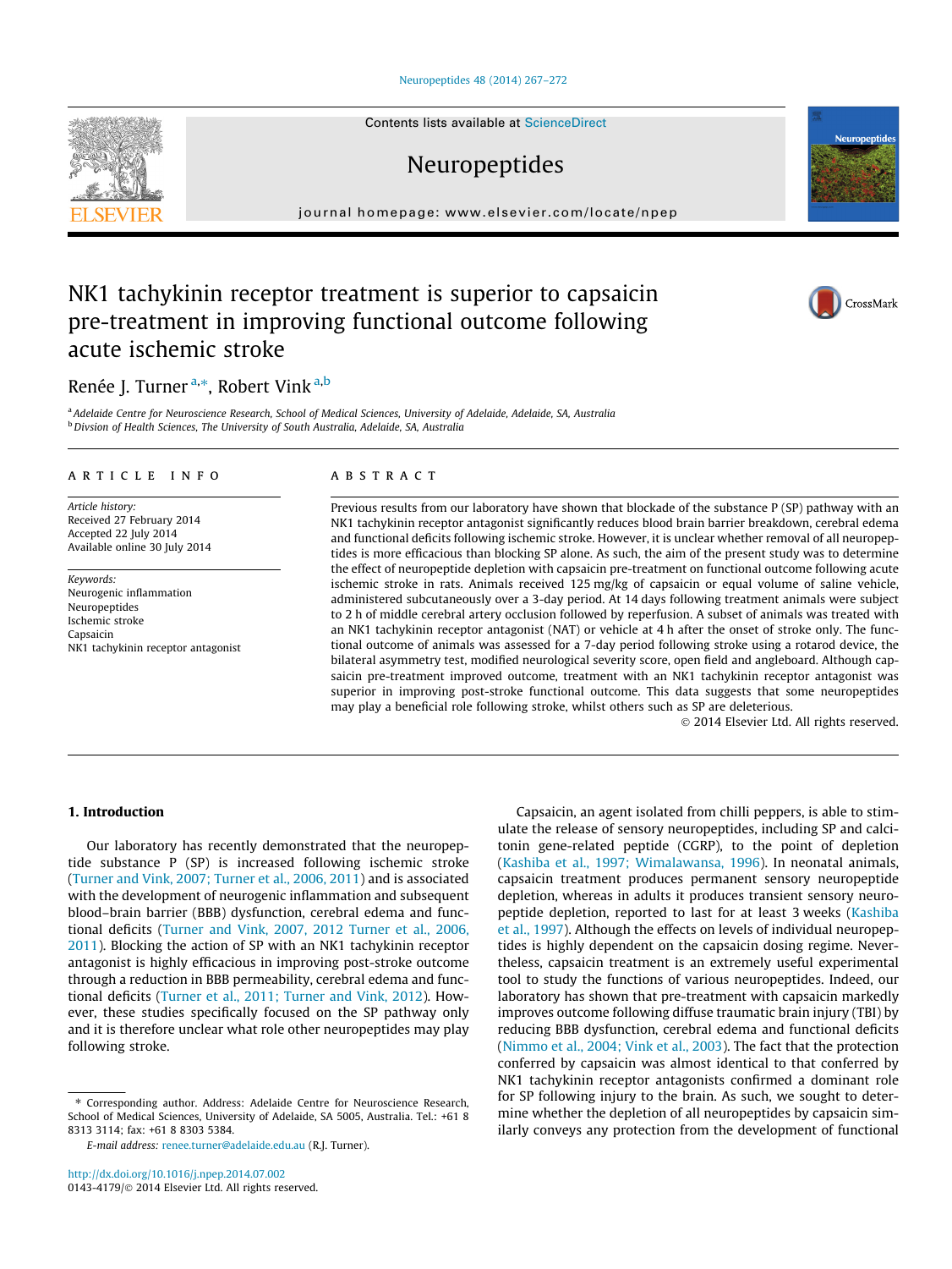# NK1 tachykinin receptor treatment is superior to capsaicin pre-treatment in improving functional outcome following acute ischemic stroke

Renée J. Turner [a,*], Robert Vink [a,b]

[a] Adelaide Centre for Neuroscience Research, School of Medical Sciences, University of Adelaide, Adelaide, SA, Australia
[b] Divsion of Health Sciences, The University of South Australia, Adelaide, SA, Australia

## ARTICLE INFO

*Article history:*
Received 27 February 2014
Accepted 22 July 2014
Available online 30 July 2014

*Keywords:*
Neurogenic inflammation
Neuropeptides
Ischemic stroke
Capsaicin
NK1 tachykinin receptor antagonist

## ABSTRACT

Previous results from our laboratory have shown that blockade of the substance P (SP) pathway with an NK1 tachykinin receptor antagonist significantly reduces blood brain barrier breakdown, cerebral edema and functional deficits following ischemic stroke. However, it is unclear whether removal of all neuropeptides is more efficacious than blocking SP alone. As such, the aim of the present study was to determine the effect of neuropeptide depletion with capsaicin pre-treatment on functional outcome following acute ischemic stroke in rats. Animals received 125 mg/kg of capsaicin or equal volume of saline vehicle, administered subcutaneously over a 3-day period. At 14 days following treatment animals were subject to 2 h of middle cerebral artery occlusion followed by reperfusion. A subset of animals was treated with an NK1 tachykinin receptor antagonist (NAT) or vehicle at 4 h after the onset of stroke only. The functional outcome of animals was assessed for a 7-day period following stroke using a rotarod device, the bilateral asymmetry test, modified neurological severity score, open field and angleboard. Although capsaicin pre-treatment improved outcome, treatment with an NK1 tachykinin receptor antagonist was superior in improving post-stroke functional outcome. This data suggests that some neuropeptides may play a beneficial role following stroke, whilst others such as SP are deleterious.

© 2014 Elsevier Ltd. All rights reserved.

## 1. Introduction

Our laboratory has recently demonstrated that the neuropeptide substance P (SP) is increased following ischemic stroke (Turner and Vink, 2007; Turner et al., 2006, 2011) and is associated with the development of neurogenic inflammation and subsequent blood–brain barrier (BBB) dysfunction, cerebral edema and functional deficits (Turner and Vink, 2007, 2012 Turner et al., 2006, 2011). Blocking the action of SP with an NK1 tachykinin receptor antagonist is highly efficacious in improving post-stroke outcome through a reduction in BBB permeability, cerebral edema and functional deficits (Turner et al., 2011; Turner and Vink, 2012). However, these studies specifically focused on the SP pathway only and it is therefore unclear what role other neuropeptides may play following stroke.

Capsaicin, an agent isolated from chilli peppers, is able to stimulate the release of sensory neuropeptides, including SP and calcitonin gene-related peptide (CGRP), to the point of depletion (Kashiba et al., 1997; Wimalawansa, 1996). In neonatal animals, capsaicin treatment produces permanent sensory neuropeptide depletion, whereas in adults it produces transient sensory neuropeptide depletion, reported to last for at least 3 weeks (Kashiba et al., 1997). Although the effects on levels of individual neuropeptides is highly dependent on the capsaicin dosing regime. Nevertheless, capsaicin treatment is an extremely useful experimental tool to study the functions of various neuropeptides. Indeed, our laboratory has shown that pre-treatment with capsaicin markedly improves outcome following diffuse traumatic brain injury (TBI) by reducing BBB dysfunction, cerebral edema and functional deficits (Nimmo et al., 2004; Vink et al., 2003). The fact that the protection conferred by capsaicin was almost identical to that conferred by NK1 tachykinin receptor antagonists confirmed a dominant role for SP following injury to the brain. As such, we sought to determine whether the depletion of all neuropeptides by capsaicin similarly conveys any protection from the development of functional

\* Corresponding author. Address: Adelaide Centre for Neuroscience Research, School of Medical Sciences, University of Adelaide, SA 5005, Australia. Tel.: +61 8 8313 3114; fax: +61 8 8303 5384.

*E-mail address:* renee.turner@adelaide.edu.au (R.J. Turner).

http://dx.doi.org/10.1016/j.npep.2014.07.002
0143-4179/© 2014 Elsevier Ltd. All rights reserved.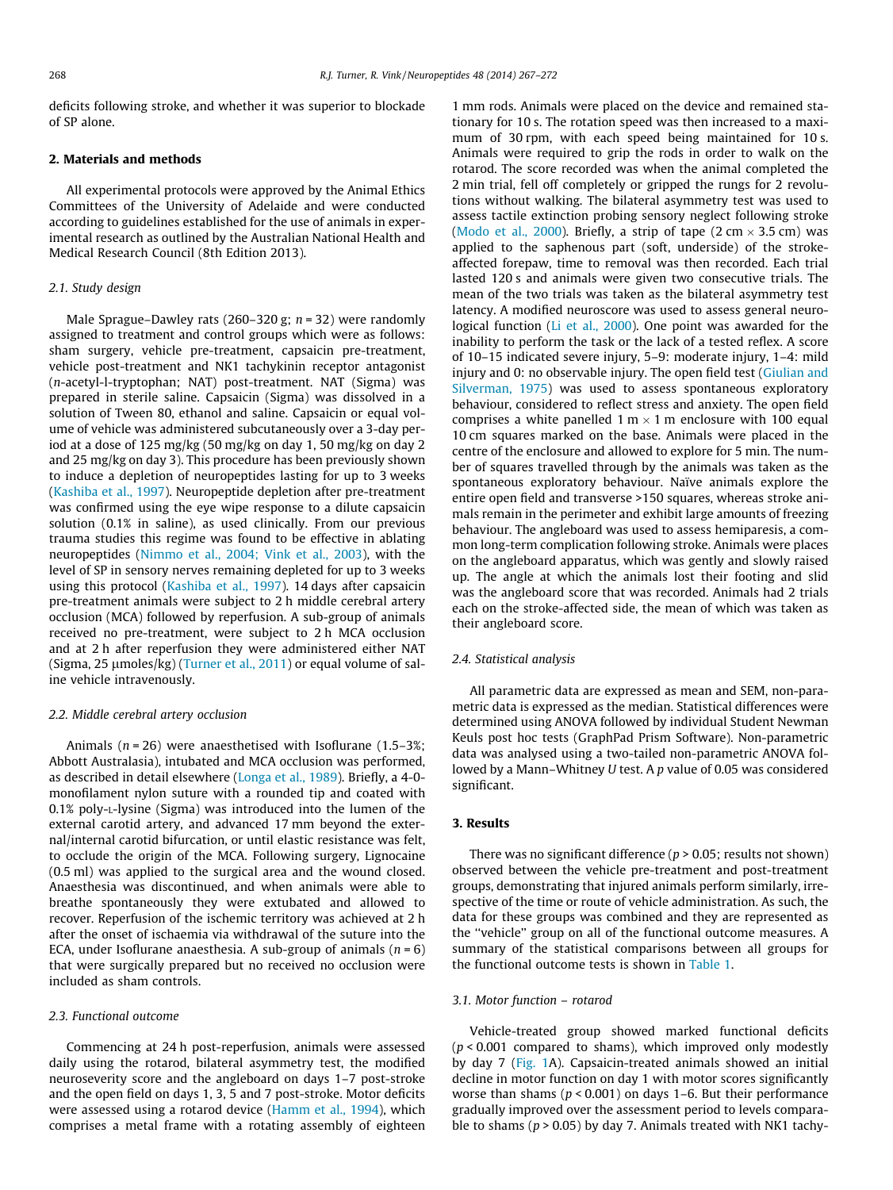deficits following stroke, and whether it was superior to blockade of SP alone.

## 2. Materials and methods

All experimental protocols were approved by the Animal Ethics Committees of the University of Adelaide and were conducted according to guidelines established for the use of animals in experimental research as outlined by the Australian National Health and Medical Research Council (8th Edition 2013).

### 2.1. Study design

Male Sprague–Dawley rats (260–320 g; $n = 32$) were randomly assigned to treatment and control groups which were as follows: sham surgery, vehicle pre-treatment, capsaicin pre-treatment, vehicle post-treatment and NK1 tachykinin receptor antagonist (*n*-acetyl-L-tryptophan; NAT) post-treatment. NAT (Sigma) was prepared in sterile saline. Capsaicin (Sigma) was dissolved in a solution of Tween 80, ethanol and saline. Capsaicin or equal volume of vehicle was administered subcutaneously over a 3-day period at a dose of 125 mg/kg (50 mg/kg on day 1, 50 mg/kg on day 2 and 25 mg/kg on day 3). This procedure has been previously shown to induce a depletion of neuropeptides lasting for up to 3 weeks (Kashiba et al., 1997). Neuropeptide depletion after pre-treatment was confirmed using the eye wipe response to a dilute capsaicin solution (0.1% in saline), as used clinically. From our previous trauma studies this regime was found to be effective in ablating neuropeptides (Nimmo et al., 2004; Vink et al., 2003), with the level of SP in sensory nerves remaining depleted for up to 3 weeks using this protocol (Kashiba et al., 1997). 14 days after capsaicin pre-treatment animals were subject to 2 h middle cerebral artery occlusion (MCA) followed by reperfusion. A sub-group of animals received no pre-treatment, were subject to 2 h MCA occlusion and at 2 h after reperfusion they were administered either NAT (Sigma, 25 μmoles/kg) (Turner et al., 2011) or equal volume of saline vehicle intravenously.

### 2.2. Middle cerebral artery occlusion

Animals ($n = 26$) were anaesthetised with Isoflurane (1.5–3%; Abbott Australasia), intubated and MCA occlusion was performed, as described in detail elsewhere (Longa et al., 1989). Briefly, a 4-0-monofilament nylon suture with a rounded tip and coated with 0.1% poly-L-lysine (Sigma) was introduced into the lumen of the external carotid artery, and advanced 17 mm beyond the external/internal carotid bifurcation, or until elastic resistance was felt, to occlude the origin of the MCA. Following surgery, Lignocaine (0.5 ml) was applied to the surgical area and the wound closed. Anaesthesia was discontinued, and when animals were able to breathe spontaneously they were extubated and allowed to recover. Reperfusion of the ischemic territory was achieved at 2 h after the onset of ischaemia via withdrawal of the suture into the ECA, under Isoflurane anaesthesia. A sub-group of animals ($n = 6$) that were surgically prepared but no received no occlusion were included as sham controls.

### 2.3. Functional outcome

Commencing at 24 h post-reperfusion, animals were assessed daily using the rotarod, bilateral asymmetry test, the modified neuroseverity score and the angleboard on days 1–7 post-stroke and the open field on days 1, 3, 5 and 7 post-stroke. Motor deficits were assessed using a rotarod device (Hamm et al., 1994), which comprises a metal frame with a rotating assembly of eighteen 1 mm rods. Animals were placed on the device and remained stationary for 10 s. The rotation speed was then increased to a maximum of 30 rpm, with each speed being maintained for 10 s. Animals were required to grip the rods in order to walk on the rotarod. The score recorded was when the animal completed the 2 min trial, fell off completely or gripped the rungs for 2 revolutions without walking. The bilateral asymmetry test was used to assess tactile extinction probing sensory neglect following stroke (Modo et al., 2000). Briefly, a strip of tape (2 cm × 3.5 cm) was applied to the saphenous part (soft, underside) of the stroke-affected forepaw, time to removal was then recorded. Each trial lasted 120 s and animals were given two consecutive trials. The mean of the two trials was taken as the bilateral asymmetry test latency. A modified neuroscore was used to assess general neurological function (Li et al., 2000). One point was awarded for the inability to perform the task or the lack of a tested reflex. A score of 10–15 indicated severe injury, 5–9: moderate injury, 1–4: mild injury and 0: no observable injury. The open field test (Giulian and Silverman, 1975) was used to assess spontaneous exploratory behaviour, considered to reflect stress and anxiety. The open field comprises a white panelled 1 m × 1 m enclosure with 100 equal 10 cm squares marked on the base. Animals were placed in the centre of the enclosure and allowed to explore for 5 min. The number of squares travelled through by the animals was taken as the spontaneous exploratory behaviour. Naïve animals explore the entire open field and transverse >150 squares, whereas stroke animals remain in the perimeter and exhibit large amounts of freezing behaviour. The angleboard was used to assess hemiparesis, a common long-term complication following stroke. Animals were places on the angleboard apparatus, which was gently and slowly raised up. The angle at which the animals lost their footing and slid was the angleboard score that was recorded. Animals had 2 trials each on the stroke-affected side, the mean of which was taken as their angleboard score.

### 2.4. Statistical analysis

All parametric data are expressed as mean and SEM, non-parametric data is expressed as the median. Statistical differences were determined using ANOVA followed by individual Student Newman Keuls post hoc tests (GraphPad Prism Software). Non-parametric data was analysed using a two-tailed non-parametric ANOVA followed by a Mann–Whitney *U* test. A *p* value of 0.05 was considered significant.

## 3. Results

There was no significant difference ($p > 0.05$; results not shown) observed between the vehicle pre-treatment and post-treatment groups, demonstrating that injured animals perform similarly, irrespective of the time or route of vehicle administration. As such, the data for these groups was combined and they are represented as the "vehicle" group on all of the functional outcome measures. A summary of the statistical comparisons between all groups for the functional outcome tests is shown in Table 1.

### 3.1. Motor function – rotarod

Vehicle-treated group showed marked functional deficits ($p < 0.001$ compared to shams), which improved only modestly by day 7 (Fig. 1A). Capsaicin-treated animals showed an initial decline in motor function on day 1 with motor scores significantly worse than shams ($p < 0.001$) on days 1–6. But their performance gradually improved over the assessment period to levels comparable to shams ($p > 0.05$) by day 7. Animals treated with NK1 tachy-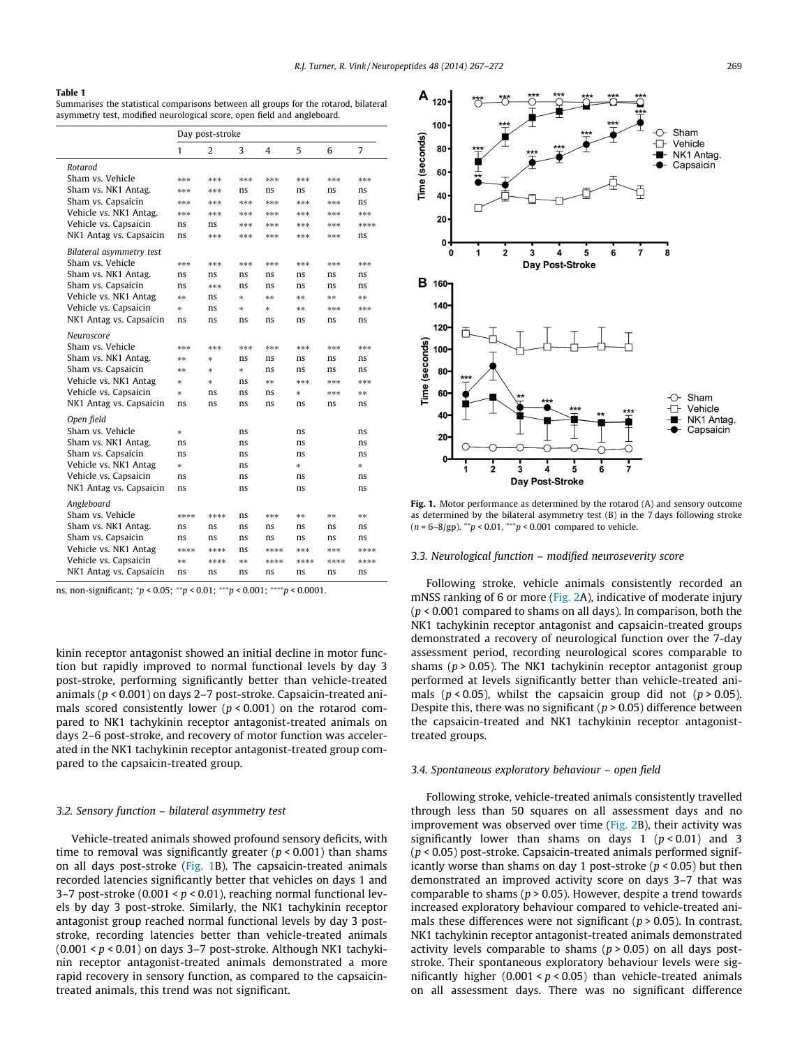**Table 1**
Summarises the statistical comparisons between all groups for the rotarod, bilateral asymmetry test, modified neurological score, open field and angleboard.

| | Day post-stroke | | | | | | |
|---|---|---|---|---|---|---|---|
| | 1 | 2 | 3 | 4 | 5 | 6 | 7 |
| *Rotarod* | | | | | | | |
| Sham vs. Vehicle | *** | *** | *** | *** | *** | *** | *** |
| Sham vs. NK1 Antag. | *** | *** | ns | ns | ns | ns | ns |
| Sham vs. Capsaicin | *** | *** | *** | *** | *** | *** | ns |
| Vehicle vs. NK1 Antag. | *** | *** | *** | *** | *** | *** | *** |
| Vehicle vs. Capsaicin | ns | ns | *** | *** | *** | *** | **** |
| NK1 Antag vs. Capsaicin | ns | *** | *** | *** | *** | *** | ns |
| *Bilateral asymmetry test* | | | | | | | |
| Sham vs. Vehicle | *** | *** | *** | *** | *** | *** | *** |
| Sham vs. NK1 Antag. | ns | ns | ns | ns | ns | ns | ns |
| Sham vs. Capsaicin | ns | *** | ns | ns | ns | ns | ns |
| Vehicle vs. NK1 Antag | ** | ns | * | ** | ** | ** | ** |
| Vehicle vs. Capsaicin | * | ns | * | * | ** | *** | *** |
| NK1 Antag vs. Capsaicin | ns | ns | ns | ns | ns | ns | ns |
| *Neuroscore* | | | | | | | |
| Sham vs. Vehicle | *** | *** | *** | *** | *** | *** | *** |
| Sham vs. NK1 Antag. | ** | * | ns | ns | ns | ns | ns |
| Sham vs. Capsaicin | ** | * | * | ns | ns | ns | ns |
| Vehicle vs. NK1 Antag | * | * | ns | ** | *** | *** | *** |
| Vehicle vs. Capsaicin | * | ns | ns | ns | * | *** | ** |
| NK1 Antag vs. Capsaicin | ns | ns | ns | ns | ns | ns | ns |
| *Open field* | | | | | | | |
| Sham vs. Vehicle | * | | ns | | ns | | ns |
| Sham vs. NK1 Antag. | ns | | ns | | ns | | ns |
| Sham vs. Capsaicin | ns | | ns | | ns | | ns |
| Vehicle vs. NK1 Antag | * | | ns | | * | | * |
| Vehicle vs. Capsaicin | ns | | ns | | ns | | ns |
| NK1 Antag vs. Capsaicin | ns | | ns | | ns | | ns |
| *Angleboard* | | | | | | | |
| Sham vs. Vehicle | **** | **** | ns | *** | ** | ** | ** |
| Sham vs. NK1 Antag. | ns | ns | ns | ns | ns | ns | ns |
| Sham vs. Capsaicin | ns | ns | ns | ns | ns | ns | ns |
| Vehicle vs. NK1 Antag | **** | **** | ns | **** | *** | *** | **** |
| Vehicle vs. Capsaicin | ** | **** | ** | **** | **** | **** | **** |
| NK1 Antag vs. Capsaicin | ns | ns | ns | ns | ns | ns | ns |

ns, non-significant; *$p < 0.05$; **$p < 0.01$; ***$p < 0.001$; ****$p < 0.0001$.

kinin receptor antagonist showed an initial decline in motor function but rapidly improved to normal functional levels by day 3 post-stroke, performing significantly better than vehicle-treated animals ($p < 0.001$) on days 2–7 post-stroke. Capsaicin-treated animals scored consistently lower ($p < 0.001$) on the rotarod compared to NK1 tachykinin receptor antagonist-treated animals on days 2–6 post-stroke, and recovery of motor function was accelerated in the NK1 tachykinin receptor antagonist-treated group compared to the capsaicin-treated group.

### 3.2. Sensory function – bilateral asymmetry test

Vehicle-treated animals showed profound sensory deficits, with time to removal was significantly greater ($p < 0.001$) than shams on all days post-stroke (Fig. 1B). The capsaicin-treated animals recorded latencies significantly better that vehicles on days 1 and 3–7 post-stroke ($0.001 < p < 0.01$), reaching normal functional levels by day 3 post-stroke. Similarly, the NK1 tachykinin receptor antagonist group reached normal functional levels by day 3 post-stroke, recording latencies better than vehicle-treated animals ($0.001 < p < 0.01$) on days 3–7 post-stroke. Although NK1 tachykinin receptor antagonist-treated animals demonstrated a more rapid recovery in sensory function, as compared to the capsaicin-treated animals, this trend was not significant.

**Fig. 1.** Motor performance as determined by the rotarod (A) and sensory outcome as determined by the bilateral asymmetry test (B) in the 7 days following stroke ($n$ = 6–8/gp). **$p < 0.01$, ***$p < 0.001$ compared to vehicle.

### 3.3. Neurological function – modified neuroseverity score

Following stroke, vehicle animals consistently recorded an mNSS ranking of 6 or more (Fig. 2A), indicative of moderate injury ($p < 0.001$ compared to shams on all days). In comparison, both the NK1 tachykinin receptor antagonist and capsaicin-treated groups demonstrated a recovery of neurological function over the 7-day assessment period, recording neurological scores comparable to shams ($p > 0.05$). The NK1 tachykinin receptor antagonist group performed at levels significantly better than vehicle-treated animals ($p < 0.05$), whilst the capsaicin group did not ($p > 0.05$). Despite this, there was no significant ($p > 0.05$) difference between the capsaicin-treated and NK1 tachykinin receptor antagonist-treated groups.

### 3.4. Spontaneous exploratory behaviour – open field

Following stroke, vehicle-treated animals consistently travelled through less than 50 squares on all assessment days and no improvement was observed over time (Fig. 2B), their activity was significantly lower than shams on days 1 ($p < 0.01$) and 3 ($p < 0.05$) post-stroke. Capsaicin-treated animals performed significantly worse than shams on day 1 post-stroke ($p < 0.05$) but then demonstrated an improved activity score on days 3–7 that was comparable to shams ($p > 0.05$). However, despite a trend towards increased exploratory behaviour compared to vehicle-treated animals these differences were not significant ($p > 0.05$). In contrast, NK1 tachykinin receptor antagonist-treated animals demonstrated activity levels comparable to shams ($p > 0.05$) on all days post-stroke. Their spontaneous exploratory behaviour levels were significantly higher ($0.001 < p < 0.05$) than vehicle-treated animals on all assessment days. There was no significant difference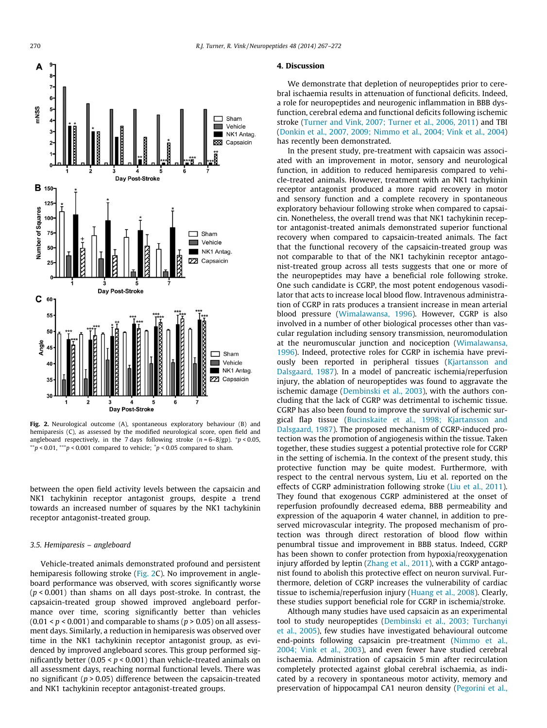**Fig. 2.** Neurological outcome (A), spontaneous exploratory behaviour (B) and hemiparesis (C), as assessed by the modified neurological score, open field and angleboard respectively, in the 7 days following stroke ($n = 6–8$/gp). $^{*}p < 0.05$, $^{**}p < 0.01$, $^{***}p < 0.001$ compared to vehicle; $^{+}p < 0.05$ compared to sham.

between the open field activity levels between the capsaicin and NK1 tachykinin receptor antagonist groups, despite a trend towards an increased number of squares by the NK1 tachykinin receptor antagonist-treated group.

### 3.5. Hemiparesis – angleboard

Vehicle-treated animals demonstrated profound and persistent hemiparesis following stroke (Fig. 2C). No improvement in angleboard performance was observed, with scores significantly worse ($p < 0.001$) than shams on all days post-stroke. In contrast, the capsaicin-treated group showed improved angleboard performance over time, scoring significantly better than vehicles ($0.01 < p < 0.001$) and comparable to shams ($p > 0.05$) on all assessment days. Similarly, a reduction in hemiparesis was observed over time in the NK1 tachykinin receptor antagonist group, as evidenced by improved angleboard scores. This group performed significantly better ($0.05 < p < 0.001$) than vehicle-treated animals on all assessment days, reaching normal functional levels. There was no significant ($p > 0.05$) difference between the capsaicin-treated and NK1 tachykinin receptor antagonist-treated groups.

## 4. Discussion

We demonstrate that depletion of neuropeptides prior to cerebral ischaemia results in attenuation of functional deficits. Indeed, a role for neuropeptides and neurogenic inflammation in BBB dysfunction, cerebral edema and functional deficits following ischemic stroke (Turner and Vink, 2007; Turner et al., 2006, 2011) and TBI (Donkin et al., 2007, 2009; Nimmo et al., 2004; Vink et al., 2004) has recently been demonstrated.

In the present study, pre-treatment with capsaicin was associated with an improvement in motor, sensory and neurological function, in addition to reduced hemiparesis compared to vehicle-treated animals. However, treatment with an NK1 tachykinin receptor antagonist produced a more rapid recovery in motor and sensory function and a complete recovery in spontaneous exploratory behaviour following stroke when compared to capsaicin. Nonetheless, the overall trend was that NK1 tachykinin receptor antagonist-treated animals demonstrated superior functional recovery when compared to capsaicin-treated animals. The fact that the functional recovery of the capsaicin-treated group was not comparable to that of the NK1 tachykinin receptor antagonist-treated group across all tests suggests that one or more of the neuropeptides may have a beneficial role following stroke. One such candidate is CGRP, the most potent endogenous vasodilator that acts to increase local blood flow. Intravenous administration of CGRP in rats produces a transient increase in mean arterial blood pressure (Wimalawansa, 1996). However, CGRP is also involved in a number of other biological processes other than vascular regulation including sensory transmission, neuromodulation at the neuromuscular junction and nociception (Wimalawansa, 1996). Indeed, protective roles for CGRP in ischemia have previously been reported in peripheral tissues (Kjartansson and Dalsgaard, 1987). In a model of pancreatic ischemia/reperfusion injury, the ablation of neuropeptides was found to aggravate the ischemic damage (Dembinski et al., 2003), with the authors concluding that the lack of CGRP was detrimental to ischemic tissue. CGRP has also been found to improve the survival of ischemic surgical flap tissue (Bucinskaite et al., 1998; Kjartansson and Dalsgaard, 1987). The proposed mechanism of CGRP-induced protection was the promotion of angiogenesis within the tissue. Taken together, these studies suggest a potential protective role for CGRP in the setting of ischemia. In the context of the present study, this protective function may be quite modest. Furthermore, with respect to the central nervous system, Liu et al. reported on the effects of CGRP administration following stroke (Liu et al., 2011). They found that exogenous CGRP administered at the onset of reperfusion profoundly decreased edema, BBB permeability and expression of the aquaporin 4 water channel, in addition to preserved microvascular integrity. The proposed mechanism of protection was through direct restoration of blood flow within penumbral tissue and improvement in BBB status. Indeed, CGRP has been shown to confer protection from hypoxia/reoxygenation injury afforded by leptin (Zhang et al., 2011), with a CGRP antagonist found to abolish this protective effect on neuron survival. Furthermore, deletion of CGRP increases the vulnerability of cardiac tissue to ischemia/reperfusion injury (Huang et al., 2008). Clearly, these studies support beneficial role for CGRP in ischemia/stroke.

Although many studies have used capsaicin as an experimental tool to study neuropeptides (Dembinski et al., 2003; Turchanyi et al., 2005), few studies have investigated behavioural outcome end-points following capsaicin pre-treatment (Nimmo et al., 2004; Vink et al., 2003), and even fewer have studied cerebral ischaemia. Administration of capsaicin 5 min after recirculation completely protected against global cerebral ischaemia, as indicated by a recovery in spontaneous motor activity, memory and preservation of hippocampal CA1 neuron density (Pegorini et al.,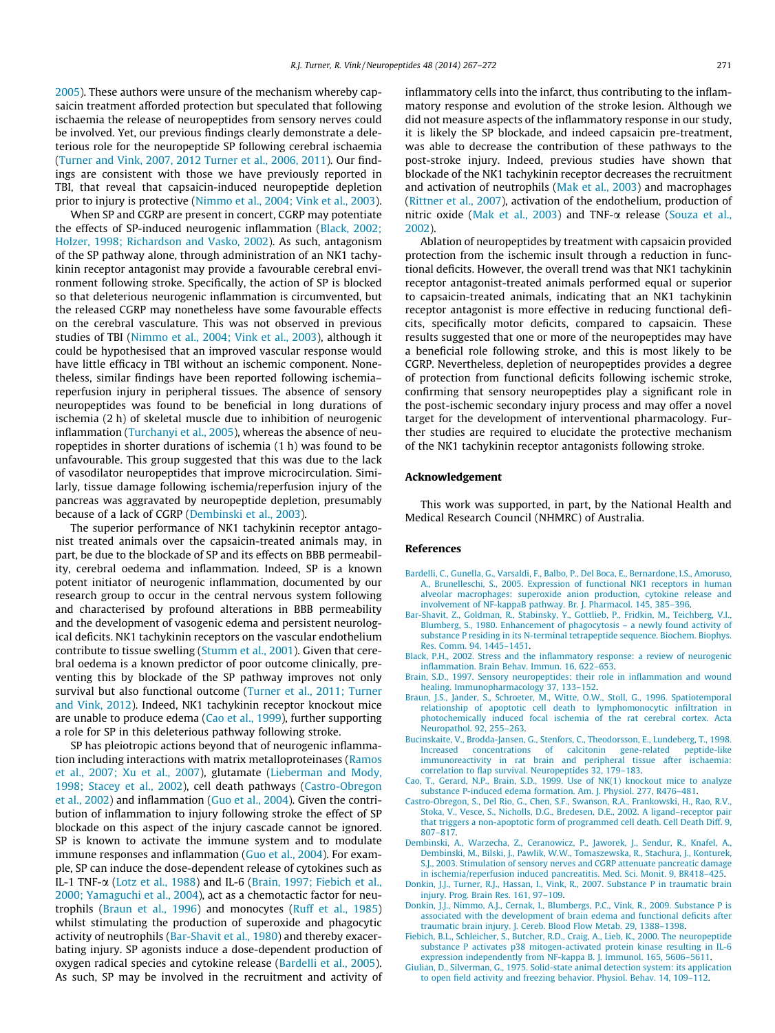2005). These authors were unsure of the mechanism whereby capsaicin treatment afforded protection but speculated that following ischaemia the release of neuropeptides from sensory nerves could be involved. Yet, our previous findings clearly demonstrate a deleterious role for the neuropeptide SP following cerebral ischaemia (Turner and Vink, 2007, 2012 Turner et al., 2006, 2011). Our findings are consistent with those we have previously reported in TBI, that reveal that capsaicin-induced neuropeptide depletion prior to injury is protective (Nimmo et al., 2004; Vink et al., 2003).

When SP and CGRP are present in concert, CGRP may potentiate the effects of SP-induced neurogenic inflammation (Black, 2002; Holzer, 1998; Richardson and Vasko, 2002). As such, antagonism of the SP pathway alone, through administration of an NK1 tachykinin receptor antagonist may provide a favourable cerebral environment following stroke. Specifically, the action of SP is blocked so that deleterious neurogenic inflammation is circumvented, but the released CGRP may nonetheless have some favourable effects on the cerebral vasculature. This was not observed in previous studies of TBI (Nimmo et al., 2004; Vink et al., 2003), although it could be hypothesised that an improved vascular response would have little efficacy in TBI without an ischemic component. Nonetheless, similar findings have been reported following ischemia–reperfusion injury in peripheral tissues. The absence of sensory neuropeptides was found to be beneficial in long durations of ischemia (2 h) of skeletal muscle due to inhibition of neurogenic inflammation (Turchanyi et al., 2005), whereas the absence of neuropeptides in shorter durations of ischemia (1 h) was found to be unfavourable. This group suggested that this was due to the lack of vasodilator neuropeptides that improve microcirculation. Similarly, tissue damage following ischemia/reperfusion injury of the pancreas was aggravated by neuropeptide depletion, presumably because of a lack of CGRP (Dembinski et al., 2003).

The superior performance of NK1 tachykinin receptor antagonist treated animals over the capsaicin-treated animals may, in part, be due to the blockade of SP and its effects on BBB permeability, cerebral oedema and inflammation. Indeed, SP is a known potent initiator of neurogenic inflammation, documented by our research group to occur in the central nervous system following and characterised by profound alterations in BBB permeability and the development of vasogenic edema and persistent neurological deficits. NK1 tachykinin receptors on the vascular endothelium contribute to tissue swelling (Stumm et al., 2001). Given that cerebral oedema is a known predictor of poor outcome clinically, preventing this by blockade of the SP pathway improves not only survival but also functional outcome (Turner et al., 2011; Turner and Vink, 2012). Indeed, NK1 tachykinin receptor knockout mice are unable to produce edema (Cao et al., 1999), further supporting a role for SP in this deleterious pathway following stroke.

SP has pleiotropic actions beyond that of neurogenic inflammation including interactions with matrix metalloproteinases (Ramos et al., 2007; Xu et al., 2007), glutamate (Lieberman and Mody, 1998; Stacey et al., 2002), cell death pathways (Castro-Obregon et al., 2002) and inflammation (Guo et al., 2004). Given the contribution of inflammation to injury following stroke the effect of SP blockade on this aspect of the injury cascade cannot be ignored. SP is known to activate the immune system and to modulate immune responses and inflammation (Guo et al., 2004). For example, SP can induce the dose-dependent release of cytokines such as IL-1 TNF-α (Lotz et al., 1988) and IL-6 (Brain, 1997; Fiebich et al., 2000; Yamaguchi et al., 2004), act as a chemotactic factor for neutrophils (Braun et al., 1996) and monocytes (Ruff et al., 1985) whilst stimulating the production of superoxide and phagocytic activity of neutrophils (Bar-Shavit et al., 1980) and thereby exacerbating injury. SP agonists induce a dose-dependent production of oxygen radical species and cytokine release (Bardelli et al., 2005). As such, SP may be involved in the recruitment and activity of inflammatory cells into the infarct, thus contributing to the inflammatory response and evolution of the stroke lesion. Although we did not measure aspects of the inflammatory response in our study, it is likely the SP blockade, and indeed capsaicin pre-treatment, was able to decrease the contribution of these pathways to the post-stroke injury. Indeed, previous studies have shown that blockade of the NK1 tachykinin receptor decreases the recruitment and activation of neutrophils (Mak et al., 2003) and macrophages (Rittner et al., 2007), activation of the endothelium, production of nitric oxide (Mak et al., 2003) and TNF-α release (Souza et al., 2002).

Ablation of neuropeptides by treatment with capsaicin provided protection from the ischemic insult through a reduction in functional deficits. However, the overall trend was that NK1 tachykinin receptor antagonist-treated animals performed equal or superior to capsaicin-treated animals, indicating that an NK1 tachykinin receptor antagonist is more effective in reducing functional deficits, specifically motor deficits, compared to capsaicin. These results suggested that one or more of the neuropeptides may have a beneficial role following stroke, and this is most likely to be CGRP. Nevertheless, depletion of neuropeptides provides a degree of protection from functional deficits following ischemic stroke, confirming that sensory neuropeptides play a significant role in the post-ischemic secondary injury process and may offer a novel target for the development of interventional pharmacology. Further studies are required to elucidate the protective mechanism of the NK1 tachykinin receptor antagonists following stroke.

## Acknowledgement

This work was supported, in part, by the National Health and Medical Research Council (NHMRC) of Australia.

## References

Bardelli, C., Gunella, G., Varsaldi, F., Balbo, P., Del Boca, E., Bernardone, I.S., Amoruso, A., Brunelleschi, S., 2005. Expression of functional NK1 receptors in human alveolar macrophages: superoxide anion production, cytokine release and involvement of NF-kappaB pathway. Br. J. Pharmacol. 145, 385–396.

Bar-Shavit, Z., Goldman, R., Stabinsky, Y., Gottlieb, P., Fridkin, M., Teichberg, V.I., Blumberg, S., 1980. Enhancement of phagocytosis – a newly found activity of substance P residing in its N-terminal tetrapeptide sequence. Biochem. Biophys. Res. Comm. 94, 1445–1451.

Black, P.H., 2002. Stress and the inflammatory response: a review of neurogenic inflammation. Brain Behav. Immun. 16, 622–653.

Brain, S.D., 1997. Sensory neuropeptides: their role in inflammation and wound healing. Immunopharmacology 37, 133–152.

Braun, J.S., Jander, S., Schroeter, M., Witte, O.W., Stoll, G., 1996. Spatiotemporal relationship of apoptotic cell death to lymphomonocytic infiltration in photochemically induced focal ischemia of the rat cerebral cortex. Acta Neuropathol. 92, 255–263.

Bucinskaite, V., Brodda-Jansen, G., Stenfors, C., Theodorsson, E., Lundeberg, T., 1998. Increased concentrations of calcitonin gene-related peptide-like immunoreactivity in rat brain and peripheral tissue after ischaemia: correlation to flap survival. Neuropeptides 32, 179–183.

Cao, T., Gerard, N.P., Brain, S.D., 1999. Use of NK(1) knockout mice to analyze substance P-induced edema formation. Am. J. Physiol. 277, R476–481.

Castro-Obregon, S., Del Rio, G., Chen, S.F., Swanson, R.A., Frankowski, H., Rao, R.V., Stoka, V., Vesce, S., Nicholls, D.G., Bredesen, D.E., 2002. A ligand–receptor pair that triggers a non-apoptotic form of programmed cell death. Cell Death Diff. 9, 807–817.

Dembinski, A., Warzecha, Z., Ceranowicz, P., Jaworek, J., Sendur, R., Knafel, A., Dembinski, M., Bilski, J., Pawlik, W.W., Tomaszewska, R., Stachura, J., Konturek, S.J., 2003. Stimulation of sensory nerves and CGRP attenuate pancreatic damage in ischemia/reperfusion induced pancreatitis. Med. Sci. Monit. 9, BR418–425.

Donkin, J.J., Turner, R.J., Hassan, I., Vink, R., 2007. Substance P in traumatic brain injury. Prog. Brain Res. 161, 97–109.

Donkin, J.J., Nimmo, A.J., Cernak, I., Blumbergs, P.C., Vink, R., 2009. Substance P is associated with the development of brain edema and functional deficits after traumatic brain injury. J. Cereb. Blood Flow Metab. 29, 1388–1398.

Fiebich, B.L., Schleicher, S., Butcher, R.D., Craig, A., Lieb, K., 2000. The neuropeptide substance P activates p38 mitogen-activated protein kinase resulting in IL-6 expression independently from NF-kappa B. J. Immunol. 165, 5606–5611.

Giulian, D., Silverman, G., 1975. Solid-state animal detection system: its application to open field activity and freezing behavior. Physiol. Behav. 14, 109–112.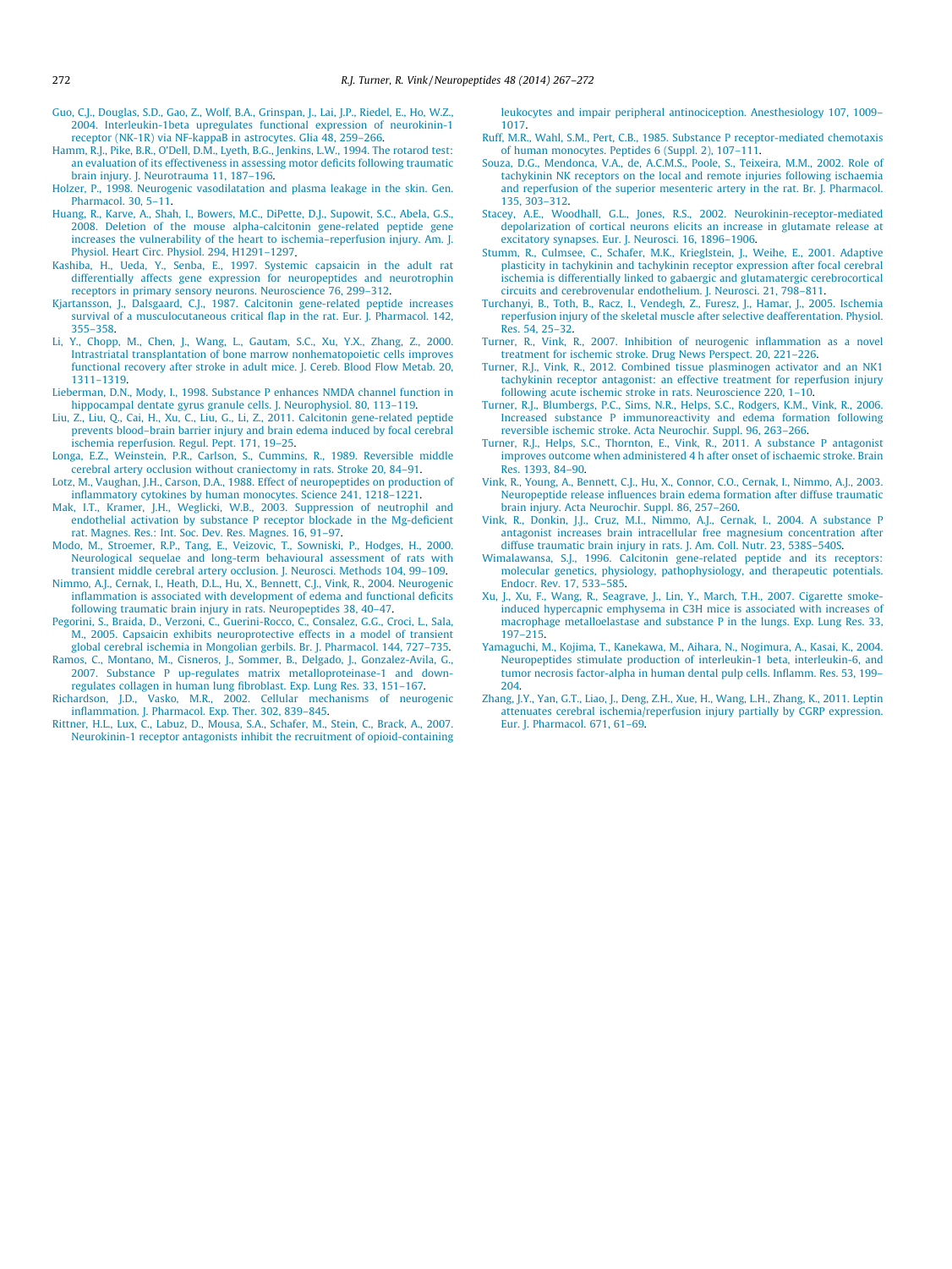Guo, C.J., Douglas, S.D., Gao, Z., Wolf, B.A., Grinspan, J., Lai, J.P., Riedel, E., Ho, W.Z., 2004. Interleukin-1beta upregulates functional expression of neurokinin-1 receptor (NK-1R) via NF-kappaB in astrocytes. Glia 48, 259–266.

Hamm, R.J., Pike, B.R., O'Dell, D.M., Lyeth, B.G., Jenkins, L.W., 1994. The rotarod test: an evaluation of its effectiveness in assessing motor deficits following traumatic brain injury. J. Neurotrauma 11, 187–196.

Holzer, P., 1998. Neurogenic vasodilatation and plasma leakage in the skin. Gen. Pharmacol. 30, 5–11.

Huang, R., Karve, A., Shah, I., Bowers, M.C., DiPette, D.J., Supowit, S.C., Abela, G.S., 2008. Deletion of the mouse alpha-calcitonin gene-related peptide gene increases the vulnerability of the heart to ischemia–reperfusion injury. Am. J. Physiol. Heart Circ. Physiol. 294, H1291–1297.

Kashiba, H., Ueda, Y., Senba, E., 1997. Systemic capsaicin in the adult rat differentially affects gene expression for neuropeptides and neurotrophin receptors in primary sensory neurons. Neuroscience 76, 299–312.

Kjartansson, J., Dalsgaard, C.J., 1987. Calcitonin gene-related peptide increases survival of a musculocutaneous critical flap in the rat. Eur. J. Pharmacol. 142, 355–358.

Li, Y., Chopp, M., Chen, J., Wang, L., Gautam, S.C., Xu, Y.X., Zhang, Z., 2000. Intrastriatal transplantation of bone marrow nonhematopoietic cells improves functional recovery after stroke in adult mice. J. Cereb. Blood Flow Metab. 20, 1311–1319.

Lieberman, D.N., Mody, I., 1998. Substance P enhances NMDA channel function in hippocampal dentate gyrus granule cells. J. Neurophysiol. 80, 113–119.

Liu, Z., Liu, Q., Cai, H., Xu, C., Liu, G., Li, Z., 2011. Calcitonin gene-related peptide prevents blood–brain barrier injury and brain edema induced by focal cerebral ischemia reperfusion. Regul. Pept. 171, 19–25.

Longa, E.Z., Weinstein, P.R., Carlson, S., Cummins, R., 1989. Reversible middle cerebral artery occlusion without craniectomy in rats. Stroke 20, 84–91.

Lotz, M., Vaughan, J.H., Carson, D.A., 1988. Effect of neuropeptides on production of inflammatory cytokines by human monocytes. Science 241, 1218–1221.

Mak, I.T., Kramer, J.H., Weglicki, W.B., 2003. Suppression of neutrophil and endothelial activation by substance P receptor blockade in the Mg-deficient rat. Magnes. Res.: Int. Soc. Dev. Res. Magnes. 16, 91–97.

Modo, M., Stroemer, R.P., Tang, E., Veizovic, T., Sowniski, P., Hodges, H., 2000. Neurological sequelae and long-term behavioural assessment of rats with transient middle cerebral artery occlusion. J. Neurosci. Methods 104, 99–109.

Nimmo, A.J., Cernak, I., Heath, D.L., Hu, X., Bennett, C.J., Vink, R., 2004. Neurogenic inflammation is associated with development of edema and functional deficits following traumatic brain injury in rats. Neuropeptides 38, 40–47.

Pegorini, S., Braida, D., Verzoni, C., Guerini-Rocco, C., Consalez, G.G., Croci, L., Sala, M., 2005. Capsaicin exhibits neuroprotective effects in a model of transient global cerebral ischemia in Mongolian gerbils. Br. J. Pharmacol. 144, 727–735.

Ramos, C., Montano, M., Cisneros, J., Sommer, B., Delgado, J., Gonzalez-Avila, G., 2007. Substance P up-regulates matrix metalloproteinase-1 and down-regulates collagen in human lung fibroblast. Exp. Lung Res. 33, 151–167.

Richardson, J.D., Vasko, M.R., 2002. Cellular mechanisms of neurogenic inflammation. J. Pharmacol. Exp. Ther. 302, 839–845.

Rittner, H.L., Lux, C., Labuz, D., Mousa, S.A., Schafer, M., Stein, C., Brack, A., 2007. Neurokinin-1 receptor antagonists inhibit the recruitment of opioid-containing leukocytes and impair peripheral antinociception. Anesthesiology 107, 1009–1017.

Ruff, M.R., Wahl, S.M., Pert, C.B., 1985. Substance P receptor-mediated chemotaxis of human monocytes. Peptides 6 (Suppl. 2), 107–111.

Souza, D.G., Mendonca, V.A., de, A.C.M.S., Poole, S., Teixeira, M.M., 2002. Role of tachykinin NK receptors on the local and remote injuries following ischaemia and reperfusion of the superior mesenteric artery in the rat. Br. J. Pharmacol. 135, 303–312.

Stacey, A.E., Woodhall, G.L., Jones, R.S., 2002. Neurokinin-receptor-mediated depolarization of cortical neurons elicits an increase in glutamate release at excitatory synapses. Eur. J. Neurosci. 16, 1896–1906.

Stumm, R., Culmsee, C., Schafer, M.K., Krieglstein, J., Weihe, E., 2001. Adaptive plasticity in tachykinin and tachykinin receptor expression after focal cerebral ischemia is differentially linked to gabaergic and glutamatergic cerebrocortical circuits and cerebrovenular endothelium. J. Neurosci. 21, 798–811.

Turchanyi, B., Toth, B., Racz, I., Vendegh, Z., Furesz, J., Hamar, J., 2005. Ischemia reperfusion injury of the skeletal muscle after selective deafferentation. Physiol. Res. 54, 25–32.

Turner, R., Vink, R., 2007. Inhibition of neurogenic inflammation as a novel treatment for ischemic stroke. Drug News Perspect. 20, 221–226.

Turner, R.J., Vink, R., 2012. Combined tissue plasminogen activator and an NK1 tachykinin receptor antagonist: an effective treatment for reperfusion injury following acute ischemic stroke in rats. Neuroscience 220, 1–10.

Turner, R.J., Blumbergs, P.C., Sims, N.R., Helps, S.C., Rodgers, K.M., Vink, R., 2006. Increased substance P immunoreactivity and edema formation following reversible ischemic stroke. Acta Neurochir. Suppl. 96, 263–266.

Turner, R.J., Helps, S.C., Thornton, E., Vink, R., 2011. A substance P antagonist improves outcome when administered 4 h after onset of ischaemic stroke. Brain Res. 1393, 84–90.

Vink, R., Young, A., Bennett, C.J., Hu, X., Connor, C.O., Cernak, I., Nimmo, A.J., 2003. Neuropeptide release influences brain edema formation after diffuse traumatic brain injury. Acta Neurochir. Suppl. 86, 257–260.

Vink, R., Donkin, J.J., Cruz, M.I., Nimmo, A.J., Cernak, I., 2004. A substance P antagonist increases brain intracellular free magnesium concentration after diffuse traumatic brain injury in rats. J. Am. Coll. Nutr. 23, 538S–540S.

Wimalawansa, S.J., 1996. Calcitonin gene-related peptide and its receptors: molecular genetics, physiology, pathophysiology, and therapeutic potentials. Endocr. Rev. 17, 533–585.

Xu, J., Xu, F., Wang, R., Seagrave, J., Lin, Y., March, T.H., 2007. Cigarette smoke-induced hypercapnic emphysema in C3H mice is associated with increases of macrophage metalloelastase and substance P in the lungs. Exp. Lung Res. 33, 197–215.

Yamaguchi, M., Kojima, T., Kanekawa, M., Aihara, N., Nogimura, A., Kasai, K., 2004. Neuropeptides stimulate production of interleukin-1 beta, interleukin-6, and tumor necrosis factor-alpha in human dental pulp cells. Inflamm. Res. 53, 199–204.

Zhang, J.Y., Yan, G.T., Liao, J., Deng, Z.H., Xue, H., Wang, L.H., Zhang, K., 2011. Leptin attenuates cerebral ischemia/reperfusion injury partially by CGRP expression. Eur. J. Pharmacol. 671, 61–69.